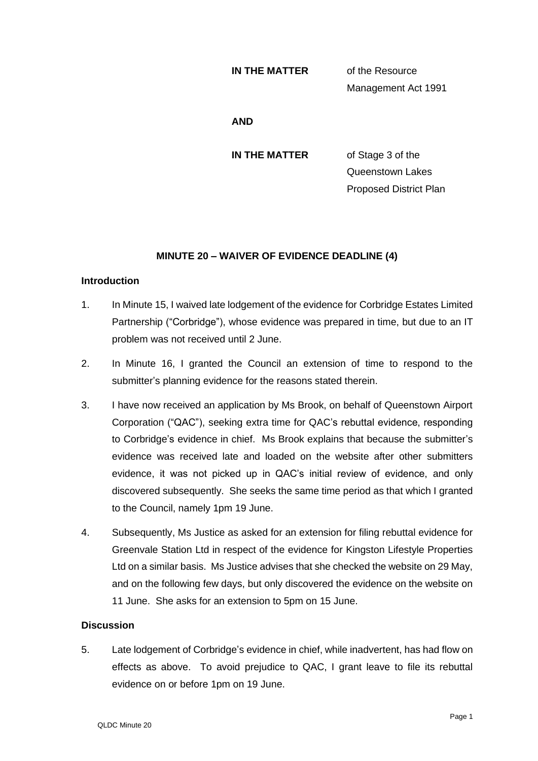**IN THE MATTER** of the Resource Management Act 1991

**AND**

**IN THE MATTER** of Stage 3 of the Queenstown Lakes Proposed District Plan

## MINUTE 20 – WAIVER OF EVIDENCE DEADLINE (4)

### Introduction

1. In Minute 15, I waived late lodgement of the evidence for Corbridge Estates Limited Partnership ("Corbridge"), whose evidence was prepared in time, but due to an IT problem was not received until 2 June.

2. In Minute 16, I granted the Council an extension of time to respond to the submitter's planning evidence for the reasons stated therein.

3. I have now received an application by Ms Brook, on behalf of Queenstown Airport Corporation ("QAC"), seeking extra time for QAC's rebuttal evidence, responding to Corbridge's evidence in chief. Ms Brook explains that because the submitter's evidence was received late and loaded on the website after other submitters evidence, it was not picked up in QAC's initial review of evidence, and only discovered subsequently. She seeks the same time period as that which I granted to the Council, namely 1pm 19 June.

4. Subsequently, Ms Justice as asked for an extension for filing rebuttal evidence for Greenvale Station Ltd in respect of the evidence for Kingston Lifestyle Properties Ltd on a similar basis. Ms Justice advises that she checked the website on 29 May, and on the following few days, but only discovered the evidence on the website on 11 June. She asks for an extension to 5pm on 15 June.

### Discussion

5. Late lodgement of Corbridge's evidence in chief, while inadvertent, has had flow on effects as above. To avoid prejudice to QAC, I grant leave to file its rebuttal evidence on or before 1pm on 19 June.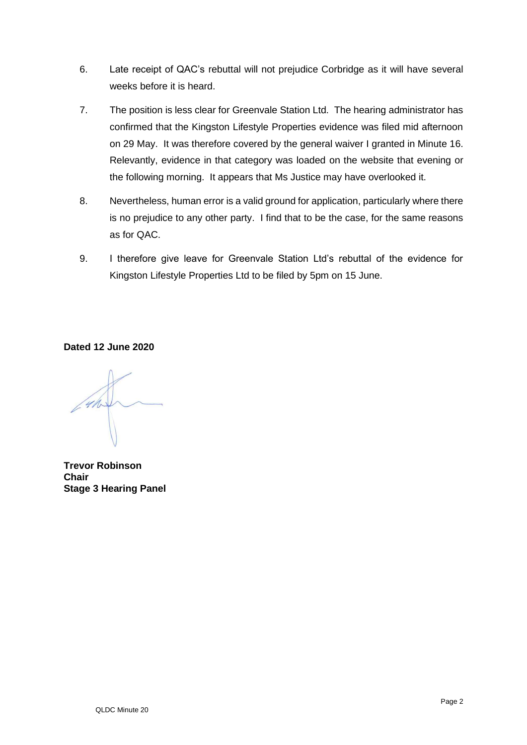6. Late receipt of QAC's rebuttal will not prejudice Corbridge as it will have several weeks before it is heard.

7. The position is less clear for Greenvale Station Ltd. The hearing administrator has confirmed that the Kingston Lifestyle Properties evidence was filed mid afternoon on 29 May. It was therefore covered by the general waiver I granted in Minute 16. Relevantly, evidence in that category was loaded on the website that evening or the following morning. It appears that Ms Justice may have overlooked it.

8. Nevertheless, human error is a valid ground for application, particularly where there is no prejudice to any other party. I find that to be the case, for the same reasons as for QAC.

9. I therefore give leave for Greenvale Station Ltd's rebuttal of the evidence for Kingston Lifestyle Properties Ltd to be filed by 5pm on 15 June.

**Dated 12 June 2020**

**Trevor Robinson**
**Chair**
**Stage 3 Hearing Panel**